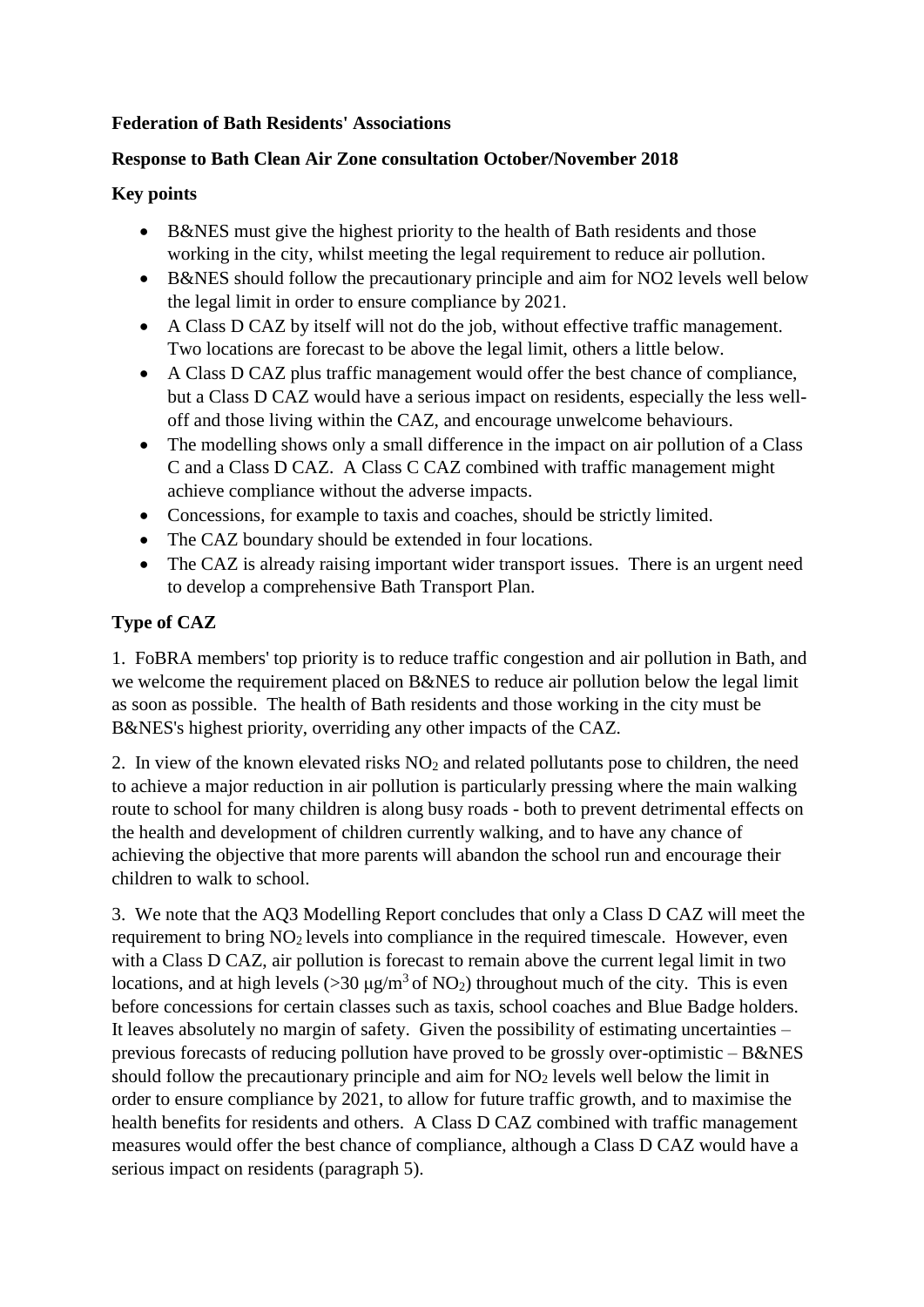**Federation of Bath Residents' Associations**

**Response to Bath Clean Air Zone consultation October/November 2018**

**Key points**

- B&NES must give the highest priority to the health of Bath residents and those working in the city, whilst meeting the legal requirement to reduce air pollution.
- B&NES should follow the precautionary principle and aim for NO2 levels well below the legal limit in order to ensure compliance by 2021.
- A Class D CAZ by itself will not do the job, without effective traffic management. Two locations are forecast to be above the legal limit, others a little below.
- A Class D CAZ plus traffic management would offer the best chance of compliance, but a Class D CAZ would have a serious impact on residents, especially the less well-off and those living within the CAZ, and encourage unwelcome behaviours.
- The modelling shows only a small difference in the impact on air pollution of a Class C and a Class D CAZ. A Class C CAZ combined with traffic management might achieve compliance without the adverse impacts.
- Concessions, for example to taxis and coaches, should be strictly limited.
- The CAZ boundary should be extended in four locations.
- The CAZ is already raising important wider transport issues. There is an urgent need to develop a comprehensive Bath Transport Plan.

**Type of CAZ**

1. FoBRA members' top priority is to reduce traffic congestion and air pollution in Bath, and we welcome the requirement placed on B&NES to reduce air pollution below the legal limit as soon as possible. The health of Bath residents and those working in the city must be B&NES's highest priority, overriding any other impacts of the CAZ.

2. In view of the known elevated risks $NO_2$ and related pollutants pose to children, the need to achieve a major reduction in air pollution is particularly pressing where the main walking route to school for many children is along busy roads - both to prevent detrimental effects on the health and development of children currently walking, and to have any chance of achieving the objective that more parents will abandon the school run and encourage their children to walk to school.

3. We note that the AQ3 Modelling Report concludes that only a Class D CAZ will meet the requirement to bring $NO_2$ levels into compliance in the required timescale. However, even with a Class D CAZ, air pollution is forecast to remain above the current legal limit in two locations, and at high levels (>30 $\mu g/m^3$ of $NO_2$) throughout much of the city. This is even before concessions for certain classes such as taxis, school coaches and Blue Badge holders. It leaves absolutely no margin of safety. Given the possibility of estimating uncertainties – previous forecasts of reducing pollution have proved to be grossly over-optimistic – B&NES should follow the precautionary principle and aim for $NO_2$ levels well below the limit in order to ensure compliance by 2021, to allow for future traffic growth, and to maximise the health benefits for residents and others. A Class D CAZ combined with traffic management measures would offer the best chance of compliance, although a Class D CAZ would have a serious impact on residents (paragraph 5).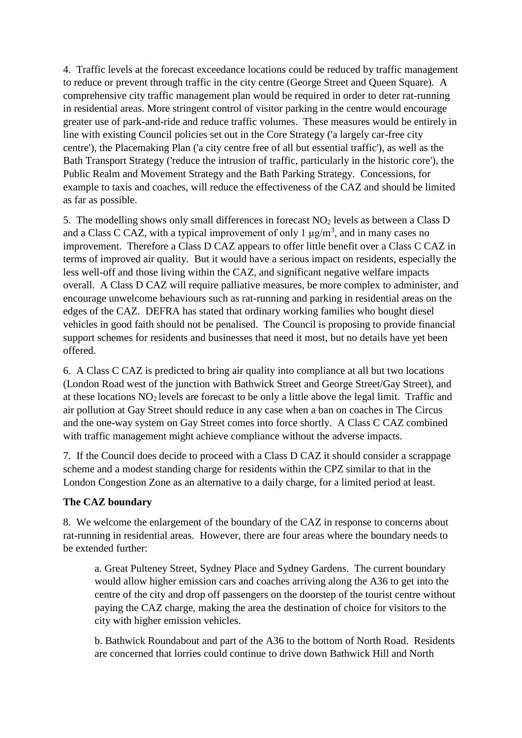4. Traffic levels at the forecast exceedance locations could be reduced by traffic management to reduce or prevent through traffic in the city centre (George Street and Queen Square). A comprehensive city traffic management plan would be required in order to deter rat-running in residential areas. More stringent control of visitor parking in the centre would encourage greater use of park-and-ride and reduce traffic volumes. These measures would be entirely in line with existing Council policies set out in the Core Strategy ('a largely car-free city centre'), the Placemaking Plan ('a city centre free of all but essential traffic'), as well as the Bath Transport Strategy ('reduce the intrusion of traffic, particularly in the historic core'), the Public Realm and Movement Strategy and the Bath Parking Strategy. Concessions, for example to taxis and coaches, will reduce the effectiveness of the CAZ and should be limited as far as possible.

5. The modelling shows only small differences in forecast $NO_2$ levels as between a Class D and a Class C CAZ, with a typical improvement of only 1 $\mu g/m^3$, and in many cases no improvement. Therefore a Class D CAZ appears to offer little benefit over a Class C CAZ in terms of improved air quality. But it would have a serious impact on residents, especially the less well-off and those living within the CAZ, and significant negative welfare impacts overall. A Class D CAZ will require palliative measures, be more complex to administer, and encourage unwelcome behaviours such as rat-running and parking in residential areas on the edges of the CAZ. DEFRA has stated that ordinary working families who bought diesel vehicles in good faith should not be penalised. The Council is proposing to provide financial support schemes for residents and businesses that need it most, but no details have yet been offered.

6. A Class C CAZ is predicted to bring air quality into compliance at all but two locations (London Road west of the junction with Bathwick Street and George Street/Gay Street), and at these locations $NO_2$ levels are forecast to be only a little above the legal limit. Traffic and air pollution at Gay Street should reduce in any case when a ban on coaches in The Circus and the one-way system on Gay Street comes into force shortly. A Class C CAZ combined with traffic management might achieve compliance without the adverse impacts.

7. If the Council does decide to proceed with a Class D CAZ it should consider a scrappage scheme and a modest standing charge for residents within the CPZ similar to that in the London Congestion Zone as an alternative to a daily charge, for a limited period at least.

**The CAZ boundary**

8. We welcome the enlargement of the boundary of the CAZ in response to concerns about rat-running in residential areas. However, there are four areas where the boundary needs to be extended further:

> a. Great Pulteney Street, Sydney Place and Sydney Gardens. The current boundary would allow higher emission cars and coaches arriving along the A36 to get into the centre of the city and drop off passengers on the doorstep of the tourist centre without paying the CAZ charge, making the area the destination of choice for visitors to the city with higher emission vehicles.
>
> b. Bathwick Roundabout and part of the A36 to the bottom of North Road. Residents are concerned that lorries could continue to drive down Bathwick Hill and North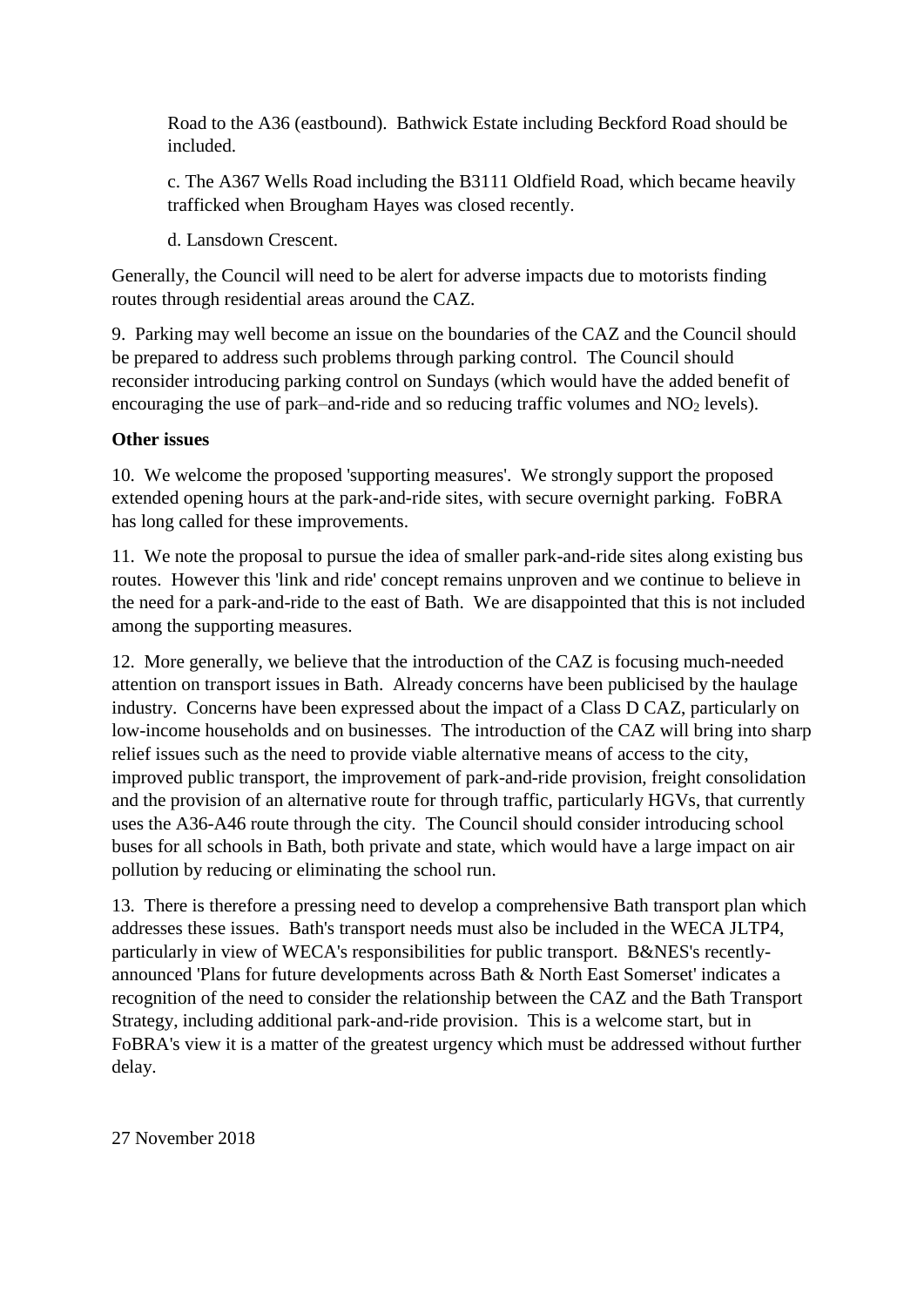Road to the A36 (eastbound). Bathwick Estate including Beckford Road should be included.

c. The A367 Wells Road including the B3111 Oldfield Road, which became heavily trafficked when Brougham Hayes was closed recently.

d. Lansdown Crescent.

Generally, the Council will need to be alert for adverse impacts due to motorists finding routes through residential areas around the CAZ.

9. Parking may well become an issue on the boundaries of the CAZ and the Council should be prepared to address such problems through parking control. The Council should reconsider introducing parking control on Sundays (which would have the added benefit of encouraging the use of park–and-ride and so reducing traffic volumes and $NO_2$ levels).

**Other issues**

10. We welcome the proposed 'supporting measures'. We strongly support the proposed extended opening hours at the park-and-ride sites, with secure overnight parking. FoBRA has long called for these improvements.

11. We note the proposal to pursue the idea of smaller park-and-ride sites along existing bus routes. However this 'link and ride' concept remains unproven and we continue to believe in the need for a park-and-ride to the east of Bath. We are disappointed that this is not included among the supporting measures.

12. More generally, we believe that the introduction of the CAZ is focusing much-needed attention on transport issues in Bath. Already concerns have been publicised by the haulage industry. Concerns have been expressed about the impact of a Class D CAZ, particularly on low-income households and on businesses. The introduction of the CAZ will bring into sharp relief issues such as the need to provide viable alternative means of access to the city, improved public transport, the improvement of park-and-ride provision, freight consolidation and the provision of an alternative route for through traffic, particularly HGVs, that currently uses the A36-A46 route through the city. The Council should consider introducing school buses for all schools in Bath, both private and state, which would have a large impact on air pollution by reducing or eliminating the school run.

13. There is therefore a pressing need to develop a comprehensive Bath transport plan which addresses these issues. Bath's transport needs must also be included in the WECA JLTP4, particularly in view of WECA's responsibilities for public transport. B&NES's recently-announced 'Plans for future developments across Bath & North East Somerset' indicates a recognition of the need to consider the relationship between the CAZ and the Bath Transport Strategy, including additional park-and-ride provision. This is a welcome start, but in FoBRA's view it is a matter of the greatest urgency which must be addressed without further delay.

27 November 2018